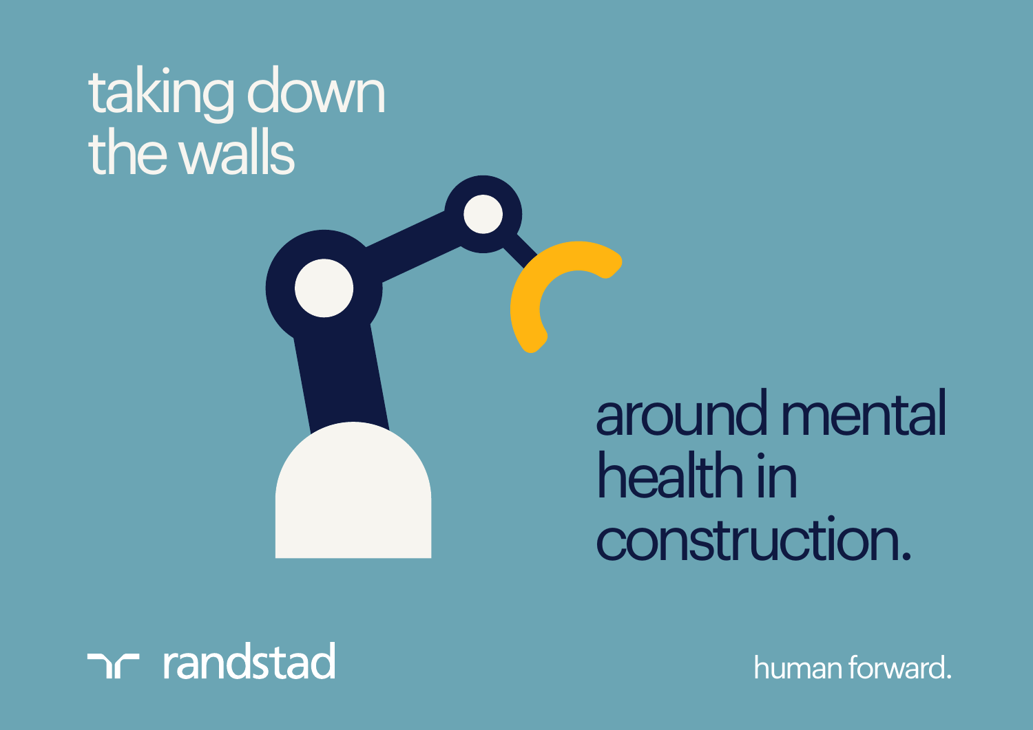# taking down the walls

# around mental health in construction.

randstad

human forward.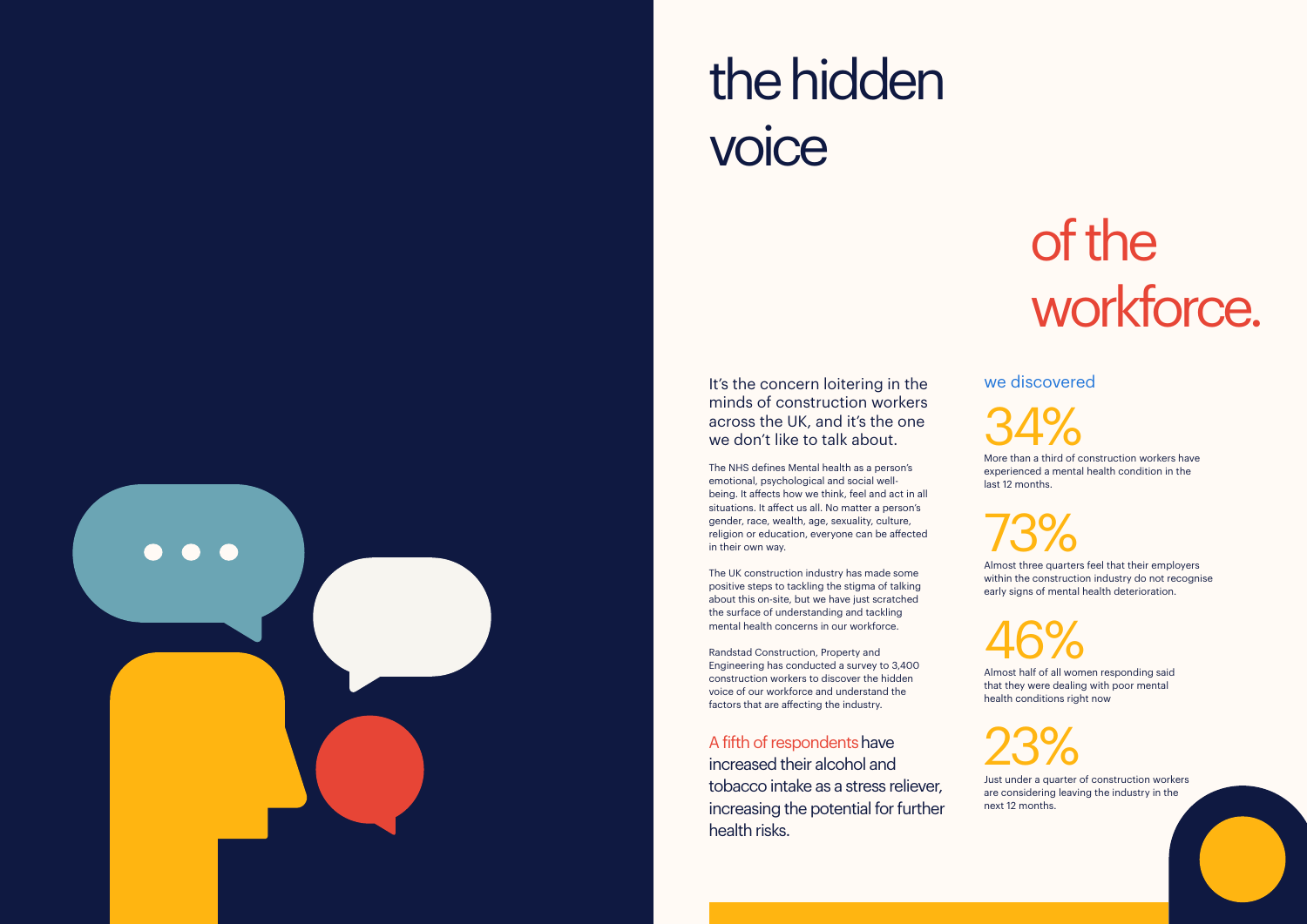# the hidden voice of the workforce.

It's the concern loitering in the minds of construction workers across the UK, and it's the one we don't like to talk about.

The NHS defines Mental health as a person's emotional, psychological and social well-being. It affects how we think, feel and act in all situations. It affect us all. No matter a person's gender, race, wealth, age, sexuality, culture, religion or education, everyone can be affected in their own way.

The UK construction industry has made some positive steps to tackling the stigma of talking about this on-site, but we have just scratched the surface of understanding and tackling mental health concerns in our workforce.

Randstad Construction, Property and Engineering has conducted a survey to 3,400 construction workers to discover the hidden voice of our workforce and understand the factors that are affecting the industry.

A fifth of respondents have increased their alcohol and tobacco intake as a stress reliever, increasing the potential for further health risks.

## we discovered

**34%**

More than a third of construction workers have experienced a mental health condition in the last 12 months.

**73%**

Almost three quarters feel that their employers within the construction industry do not recognise early signs of mental health deterioration.

**46%**

Almost half of all women responding said that they were dealing with poor mental health conditions right now

**23%**

Just under a quarter of construction workers are considering leaving the industry in the next 12 months.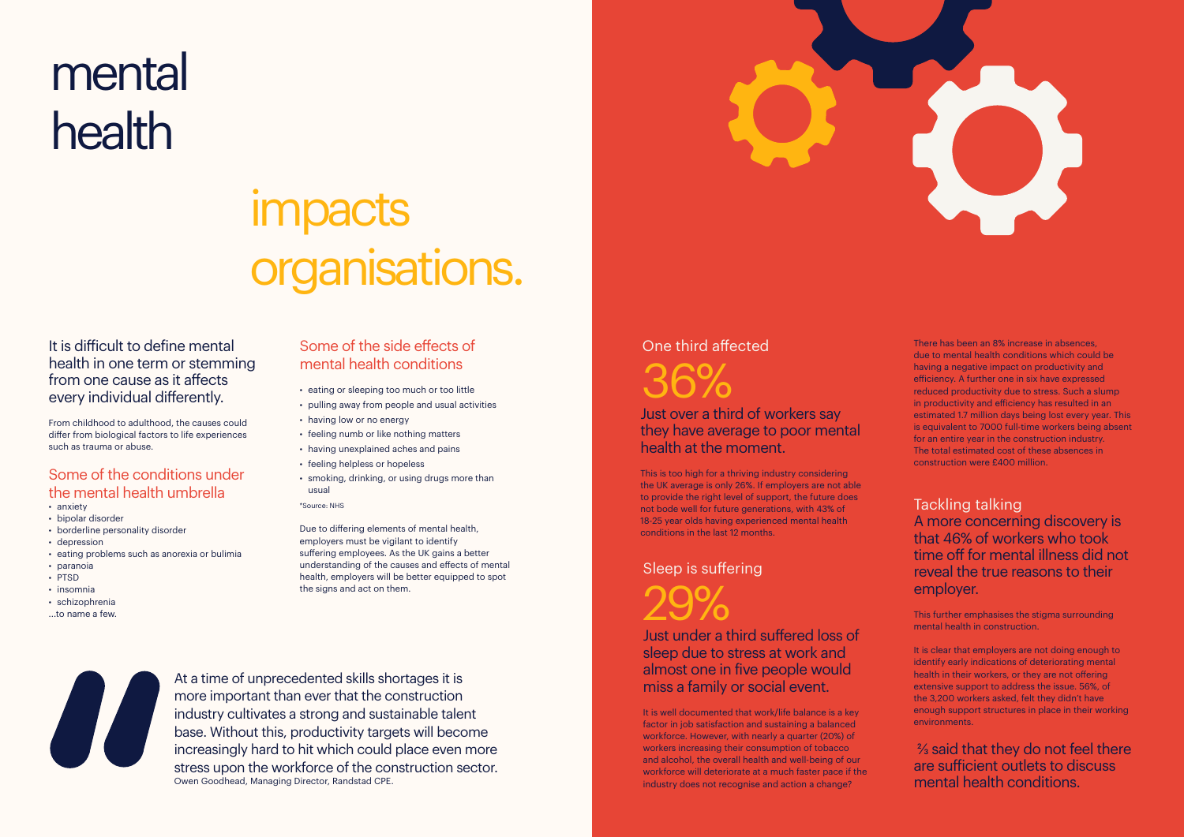# mental health

# impacts organisations.

It is difficult to define mental health in one term or stemming from one cause as it affects every individual differently.

From childhood to adulthood, the causes could differ from biological factors to life experiences such as trauma or abuse.

## Some of the conditions under the mental health umbrella

- anxiety
- bipolar disorder
- borderline personality disorder
- depression
- eating problems such as anorexia or bulimia
- paranoia
- PTSD
- insomnia
- schizophrenia

...to name a few.

## Some of the side effects of mental health conditions

- eating or sleeping too much or too little
- pulling away from people and usual activities
- having low or no energy
- feeling numb or like nothing matters
- having unexplained aches and pains
- feeling helpless or hopeless
- smoking, drinking, or using drugs more than usual

*Source: NHS

Due to differing elements of mental health, employers must be vigilant to identify suffering employees. As the UK gains a better understanding of the causes and effects of mental health, employers will be better equipped to spot the signs and act on them.

> At a time of unprecedented skills shortages it is more important than ever that the construction industry cultivates a strong and sustainable talent base. Without this, productivity targets will become increasingly hard to hit which could place even more stress upon the workforce of the construction sector.
>
> Owen Goodhead, Managing Director, Randstad CPE.

## One third affected

36%

Just over a third of workers say they have average to poor mental health at the moment.

This is too high for a thriving industry considering the UK average is only 26%. If employers are not able to provide the right level of support, the future does not bode well for future generations, with 43% of 18-25 year olds having experienced mental health conditions in the last 12 months.

## Sleep is suffering

29%

Just under a third suffered loss of sleep due to stress at work and almost one in five people would miss a family or social event.

It is well documented that work/life balance is a key factor in job satisfaction and sustaining a balanced workforce. However, with nearly a quarter (20%) of workers increasing their consumption of tobacco and alcohol, the overall health and well-being of our workforce will deteriorate at a much faster pace if the industry does not recognise and action a change?

There has been an 8% increase in absences, due to mental health conditions which could be having a negative impact on productivity and efficiency. A further one in six have expressed reduced productivity due to stress. Such a slump in productivity and efficiency has resulted in an estimated 1.7 million days being lost every year. This is equivalent to 7000 full-time workers being absent for an entire year in the construction industry. The total estimated cost of these absences in construction were £400 million.

## Tackling talking

A more concerning discovery is that 46% of workers who took time off for mental illness did not reveal the true reasons to their employer.

This further emphasises the stigma surrounding mental health in construction.

It is clear that employers are not doing enough to identify early indications of deteriorating mental health in their workers, or they are not offering extensive support to address the issue. 56%, of the 3,200 workers asked, felt they didn't have enough support structures in place in their working environments.

⅔ said that they do not feel there are sufficient outlets to discuss mental health conditions.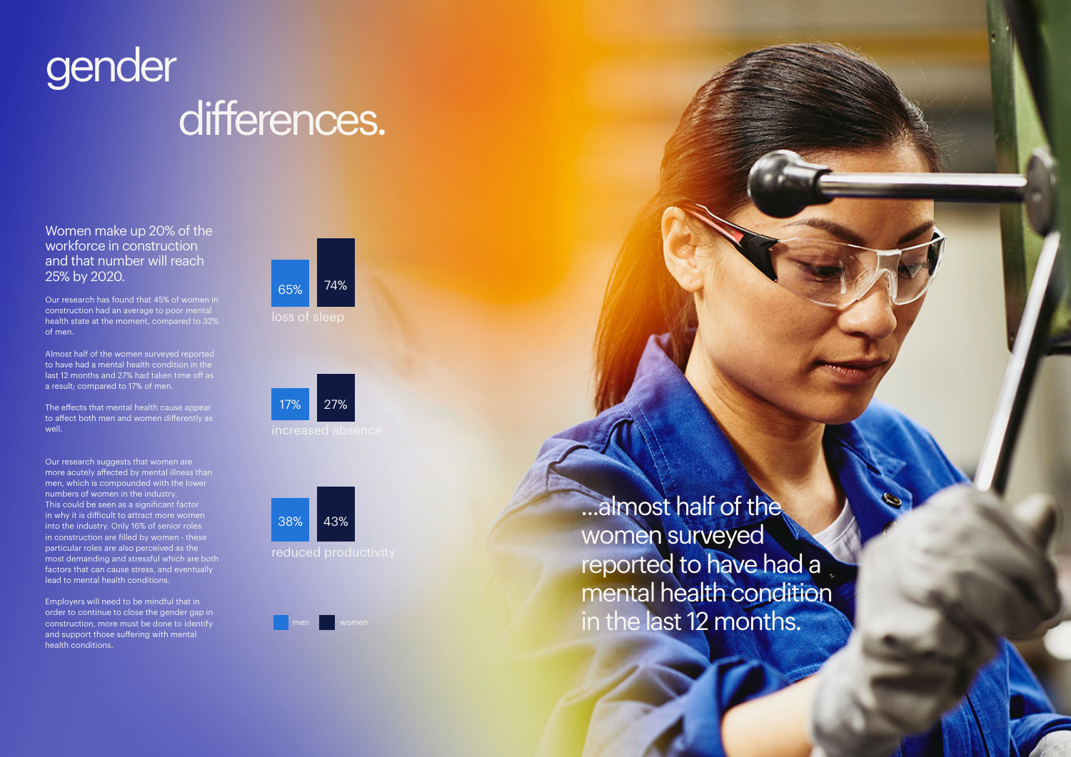# gender differences.

## Women make up 20% of the workforce in construction and that number will reach 25% by 2020.

Our research has found that 45% of women in construction had an average to poor mental health state at the moment, compared to 32% of men.

Almost half of the women surveyed reported to have had a mental health condition in the last 12 months and 27% had taken time off as a result; compared to 17% of men.

The effects that mental health cause appear to affect both men and women differently as well.

Our research suggests that women are more acutely affected by mental illness than men, which is compounded with the lower numbers of women in the industry. This could be seen as a significant factor in why it is difficult to attract more women into the industry. Only 16% of senior roles in construction are filled by women - these particular roles are also perceived as the most demanding and stressful which are both factors that can cause stress, and eventually lead to mental health conditions.

Employers will need to be mindful that in order to continue to close the gender gap in construction, more must be done to identify and support those suffering with mental health conditions.

| | men | women |
|---|---|---|
| loss of sleep | 65% | 74% |
| increased absence | 17% | 27% |
| reduced productivity | 38% | 43% |

...almost half of the women surveyed reported to have had a mental health condition in the last 12 months.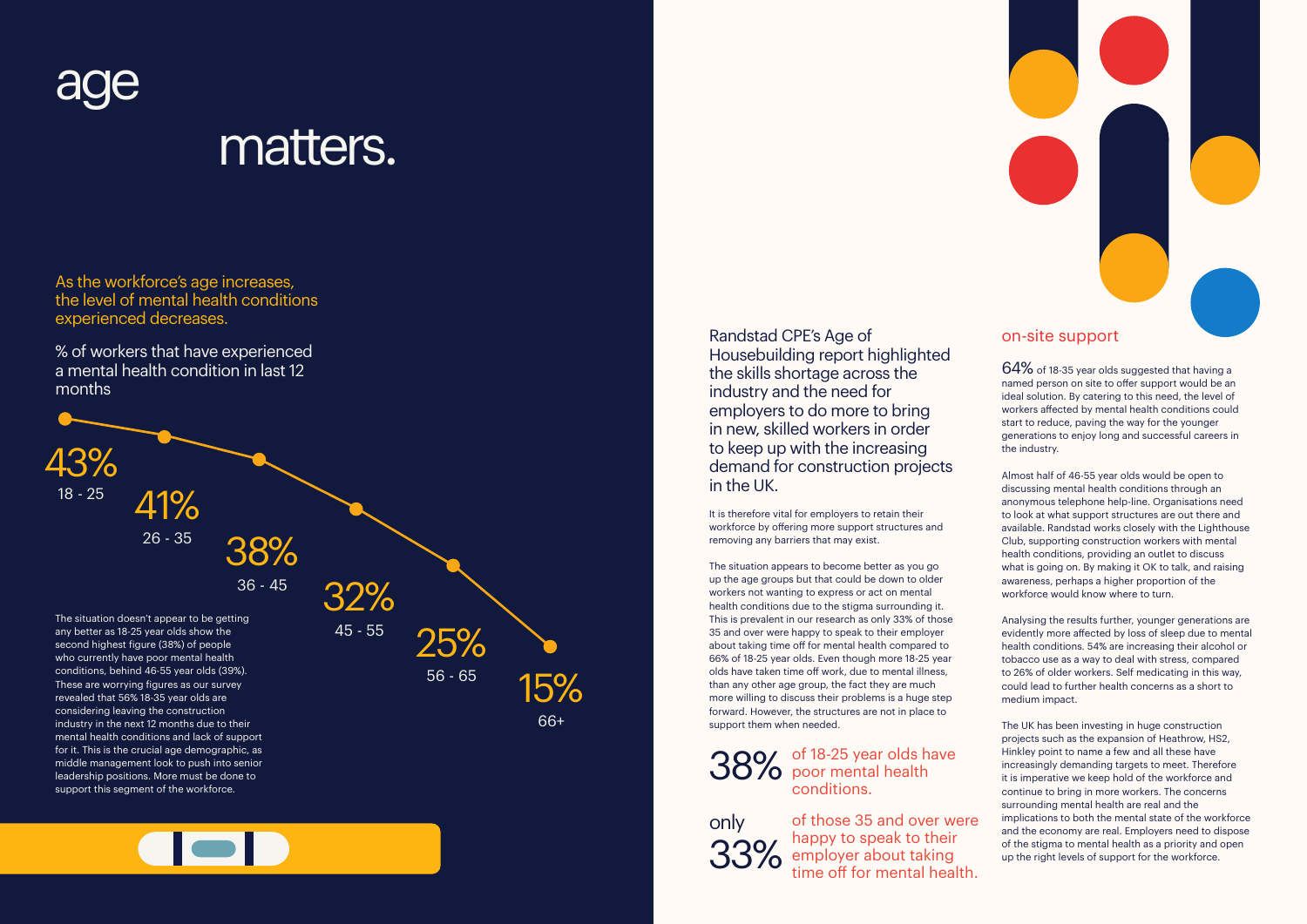# age matters.

As the workforce's age increases, the level of mental health conditions experienced decreases.

% of workers that have experienced a mental health condition in last 12 months

| Age | % |
|---|---|
| 18 - 25 | 43% |
| 26 - 35 | 41% |
| 36 - 45 | 38% |
| 45 - 55 | 32% |
| 56 - 65 | 25% |
| 66+ | 15% |

The situation doesn't appear to be getting any better as 18-25 year olds show the second highest figure (38%) of people who currently have poor mental health conditions, behind 46-55 year olds (39%). These are worrying figures as our survey revealed that 56% 18-35 year olds are considering leaving the construction industry in the next 12 months due to their mental health conditions and lack of support for it. This is the crucial age demographic, as middle management look to push into senior leadership positions. More must be done to support this segment of the workforce.

Randstad CPE's Age of Housebuilding report highlighted the skills shortage across the industry and the need for employers to do more to bring in new, skilled workers in order to keep up with the increasing demand for construction projects in the UK.

It is therefore vital for employers to retain their workforce by offering more support structures and removing any barriers that may exist.

The situation appears to become better as you go up the age groups but that could be down to older workers not wanting to express or act on mental health conditions due to the stigma surrounding it. This is prevalent in our research as only 33% of those 35 and over were happy to speak to their employer about taking time off for mental health compared to 66% of 18-25 year olds. Even though more 18-25 year olds have taken time off work, due to mental illness, than any other age group, the fact they are much more willing to discuss their problems is a huge step forward. However, the structures are not in place to support them when needed.

**38%** of 18-25 year olds have poor mental health conditions.

**only 33%** of those 35 and over were happy to speak to their employer about taking time off for mental health.

## on-site support

64% of 18-35 year olds suggested that having a named person on site to offer support would be an ideal solution. By catering to this need, the level of workers affected by mental health conditions could start to reduce, paving the way for the younger generations to enjoy long and successful careers in the industry.

Almost half of 46-55 year olds would be open to discussing mental health conditions through an anonymous telephone help-line. Organisations need to look at what support structures are out there and available. Randstad works closely with the Lighthouse Club, supporting construction workers with mental health conditions, providing an outlet to discuss what is going on. By making it OK to talk, and raising awareness, perhaps a higher proportion of the workforce would know where to turn.

Analysing the results further, younger generations are evidently more affected by loss of sleep due to mental health conditions. 54% are increasing their alcohol or tobacco use as a way to deal with stress, compared to 26% of older workers. Self medicating in this way, could lead to further health concerns as a short to medium impact.

The UK has been investing in huge construction projects such as the expansion of Heathrow, HS2, Hinkley point to name a few and all these have increasingly demanding targets to meet. Therefore it is imperative we keep hold of the workforce and continue to bring in more workers. The concerns surrounding mental health are real and the implications to both the mental state of the workforce and the economy are real. Employers need to dispose of the stigma to mental health as a priority and open up the right levels of support for the workforce.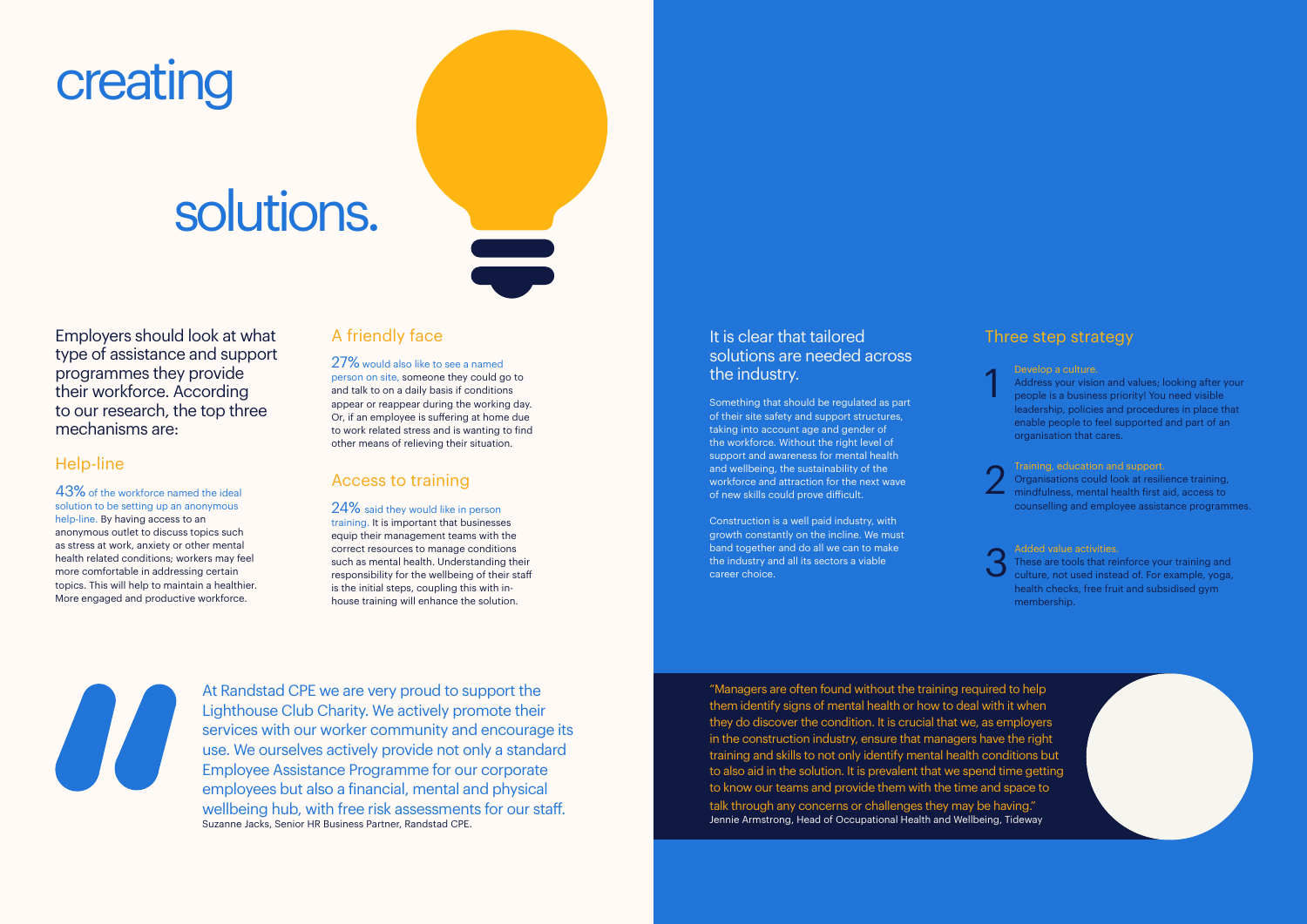# creating solutions.

Employers should look at what type of assistance and support programmes they provide their workforce. According to our research, the top three mechanisms are:

## Help-line

43% of the workforce named the ideal solution to be setting up an anonymous help-line. By having access to an anonymous outlet to discuss topics such as stress at work, anxiety or other mental health related conditions; workers may feel more comfortable in addressing certain topics. This will help to maintain a healthier. More engaged and productive workforce.

## A friendly face

27% would also like to see a named person on site, someone they could go to and talk to on a daily basis if conditions appear or reappear during the working day. Or, if an employee is suffering at home due to work related stress and is wanting to find other means of relieving their situation.

## Access to training

24% said they would like in person training. It is important that businesses equip their management teams with the correct resources to manage conditions such as mental health. Understanding their responsibility for the wellbeing of their staff is the initial steps, coupling this with in-house training will enhance the solution.

> At Randstad CPE we are very proud to support the Lighthouse Club Charity. We actively promote their services with our worker community and encourage its use. We ourselves actively provide not only a standard Employee Assistance Programme for our corporate employees but also a financial, mental and physical wellbeing hub, with free risk assessments for our staff.
>
> Suzanne Jacks, Senior HR Business Partner, Randstad CPE.

## It is clear that tailored solutions are needed across the industry.

Something that should be regulated as part of their site safety and support structures, taking into account age and gender of the workforce. Without the right level of support and awareness for mental health and wellbeing, the sustainability of the workforce and attraction for the next wave of new skills could prove difficult.

Construction is a well paid industry, with growth constantly on the incline. We must band together and do all we can to make the industry and all its sectors a viable career choice.

## Three step strategy

1. **Develop a culture.** Address your vision and values; looking after your people is a business priority! You need visible leadership, policies and procedures in place that enable people to feel supported and part of an organisation that cares.
2. **Training, education and support.** Organisations could look at resilience training, mindfulness, mental health first aid, access to counselling and employee assistance programmes.
3. **Added value activities.** These are tools that reinforce your training and culture, not used instead of. For example, yoga, health checks, free fruit and subsidised gym membership.

> "Managers are often found without the training required to help them identify signs of mental health or how to deal with it when they do discover the condition. It is crucial that we, as employers in the construction industry, ensure that managers have the right training and skills to not only identify mental health conditions but to also aid in the solution. It is prevalent that we spend time getting to know our teams and provide them with the time and space to talk through any concerns or challenges they may be having."
>
> Jennie Armstrong, Head of Occupational Health and Wellbeing, Tideway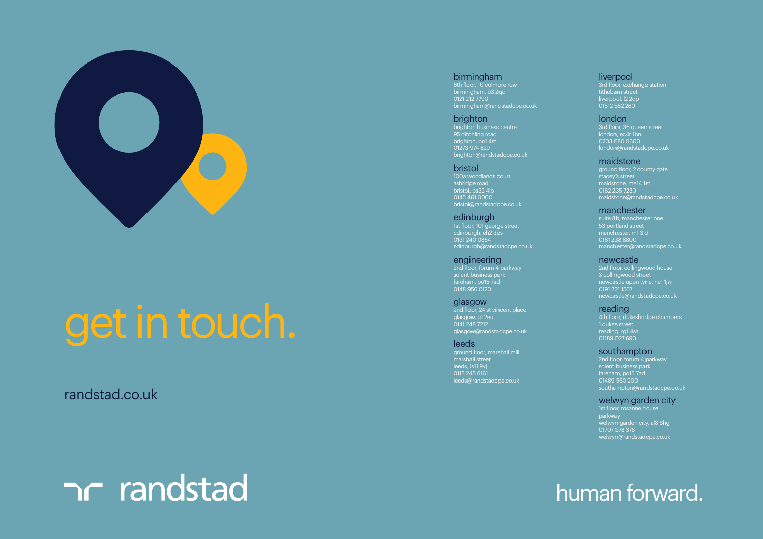# get in touch.

randstad.co.uk

### birmingham
6th floor, 10 colmore row
birmingham, b3 2qd
0121 212 7790
birmingham@randstadcpe.co.uk

### brighton
brighton business centre
95 ditchling road
brighton, bn1 4st
01273 974 829
brighton@randstadcpe.co.uk

### bristol
100a woodlands court
ashridge road
bristol, bs32 4lb
0145 461 0000
bristol@randstadcpe.co.uk

### edinburgh
1st floor, 101 george street
edinburgh, eh2 3es
0131 240 0884
edinburgh@randstadcpe.co.uk

### engineering
2nd floor, forum 4 parkway
solent business park
fareham, po15 7ad
0148 956 0120

### glasgow
2nd floor, 24 st vincent place
glasgow, g1 2eu
0141 248 7212
glasgow@randstadcpe.co.uk

### leeds
ground floor, marshall mill
marshall street
leeds, ls11 9yj
0113 245 6161
leeds@randstadcpe.co.uk

### liverpool
3rd floor, exchange station
tithebarn street
liverpool, l2 2qp
01512 552 260

### london
3rd floor, 36 queen street
london, ec4r 1bn
0203 680 0600
london@randstadcpe.co.uk

### maidstone
ground floor, 2 county gate
stacey's street
maidstone, me14 1st
0162 235 7230
maidstone@randstadcpe.co.uk

### manchester
suite 8b, manchester one
53 portland street
manchester, m1 3ld
0161 238 8800
manchester@randstadcpe.co.uk

### newcastle
2nd floor, collingwood house
3 collingwood street
newcastle upon tyne, ne1 1jw
0191 221 1567
newcastle@randstadcpe.co.uk

### reading
4th floor, dukesbridge chambers
1 dukes street
reading, rg1 4sa
01189 027 690

### southampton
2nd floor, forum 4 parkway
solent business park
fareham, po15 7ad
01489 560 200
southampton@randstadcpe.co.uk

### welwyn garden city
1st floor, rosanne house
parkway
welwyn garden city, al8 6hg
01707 378 378
welwyn@randstadcpe.co.uk

randstad

human forward.